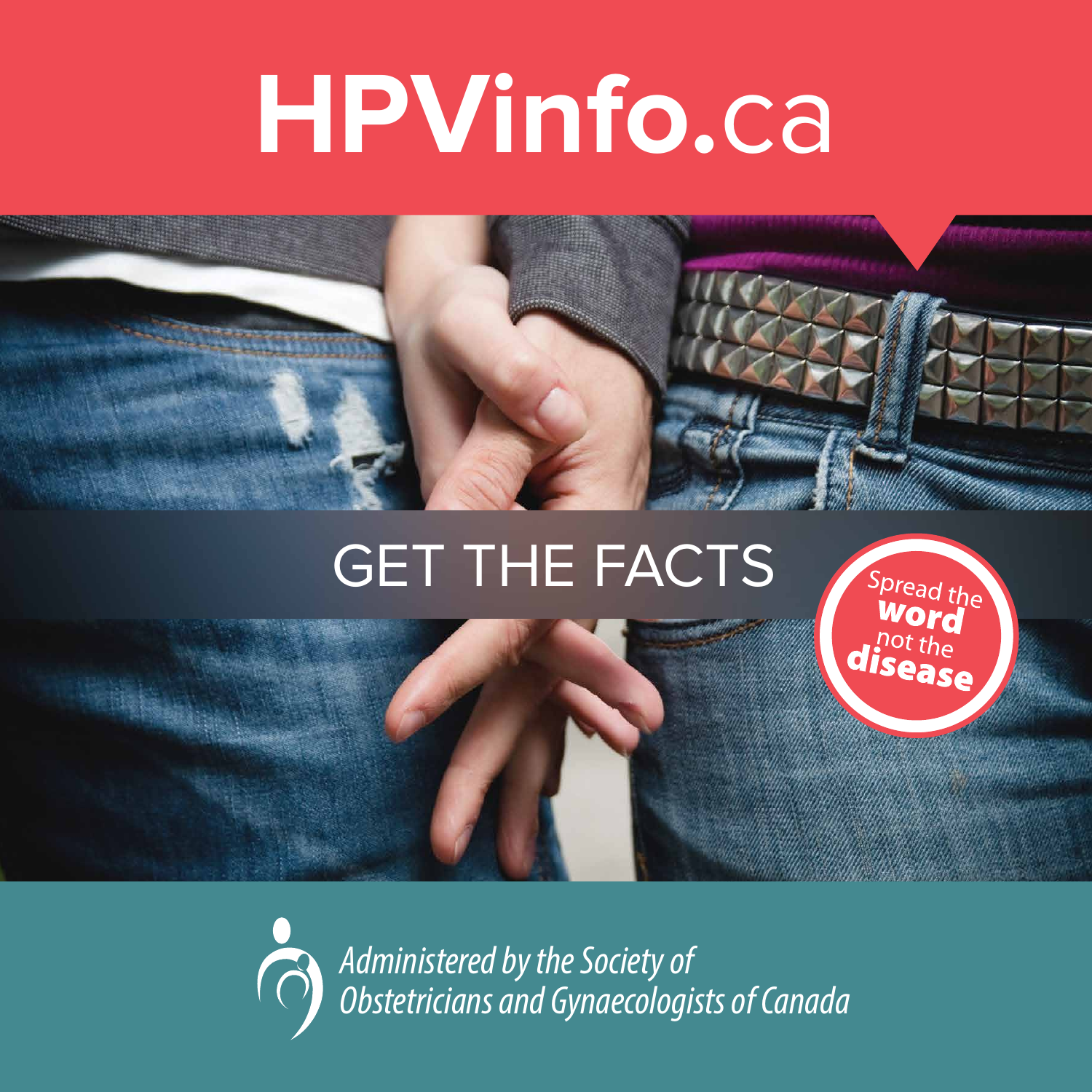# HPVinfo.ca

## GET THE FACTS

Spread the **word** not the **disease**

*Administered by the Society of Obstetricians and Gynaecologists of Canada*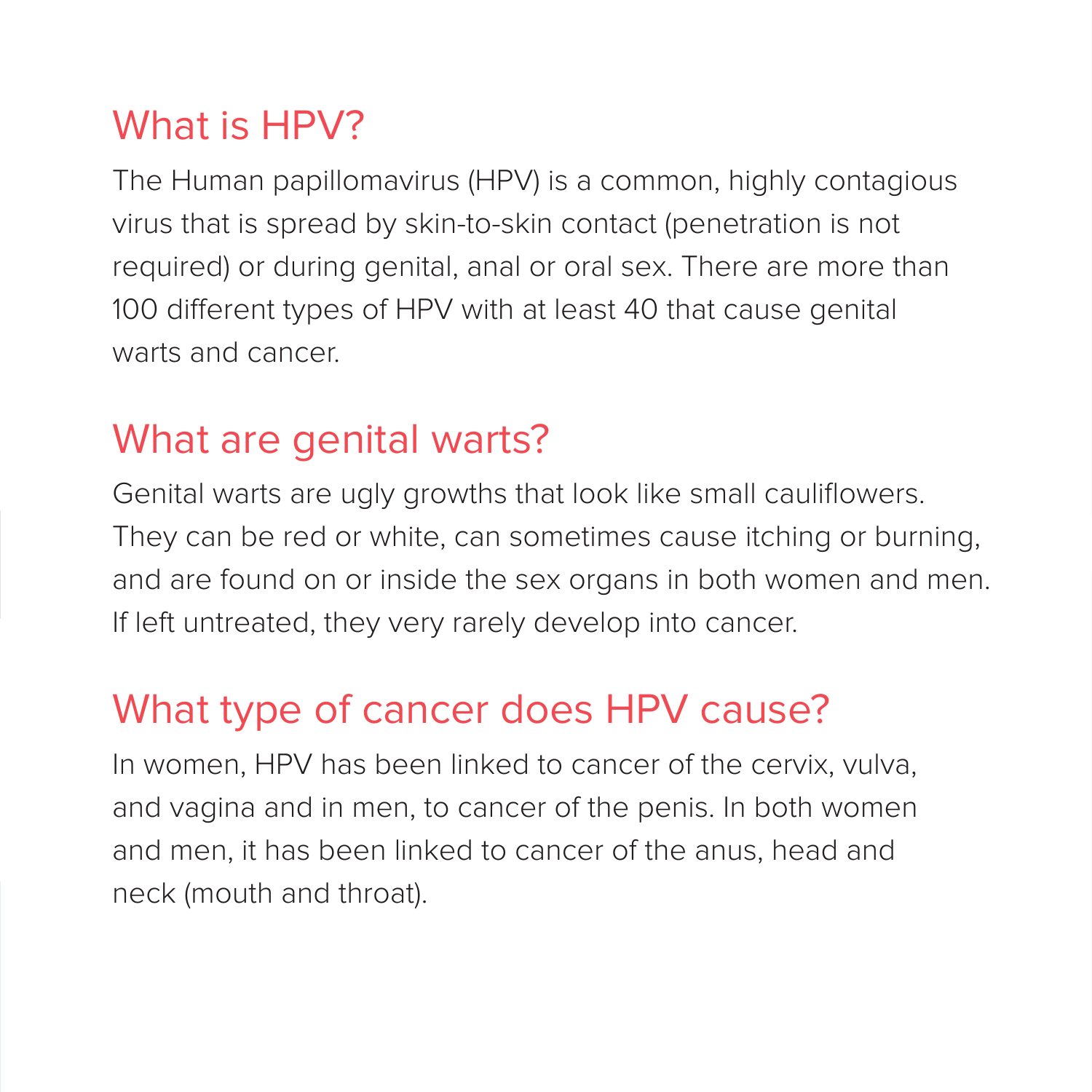## What is HPV?

The Human papillomavirus (HPV) is a common, highly contagious virus that is spread by skin-to-skin contact (penetration is not required) or during genital, anal or oral sex. There are more than 100 different types of HPV with at least 40 that cause genital warts and cancer.

## What are genital warts?

Genital warts are ugly growths that look like small cauliflowers. They can be red or white, can sometimes cause itching or burning, and are found on or inside the sex organs in both women and men. If left untreated, they very rarely develop into cancer.

## What type of cancer does HPV cause?

In women, HPV has been linked to cancer of the cervix, vulva, and vagina and in men, to cancer of the penis. In both women and men, it has been linked to cancer of the anus, head and neck (mouth and throat).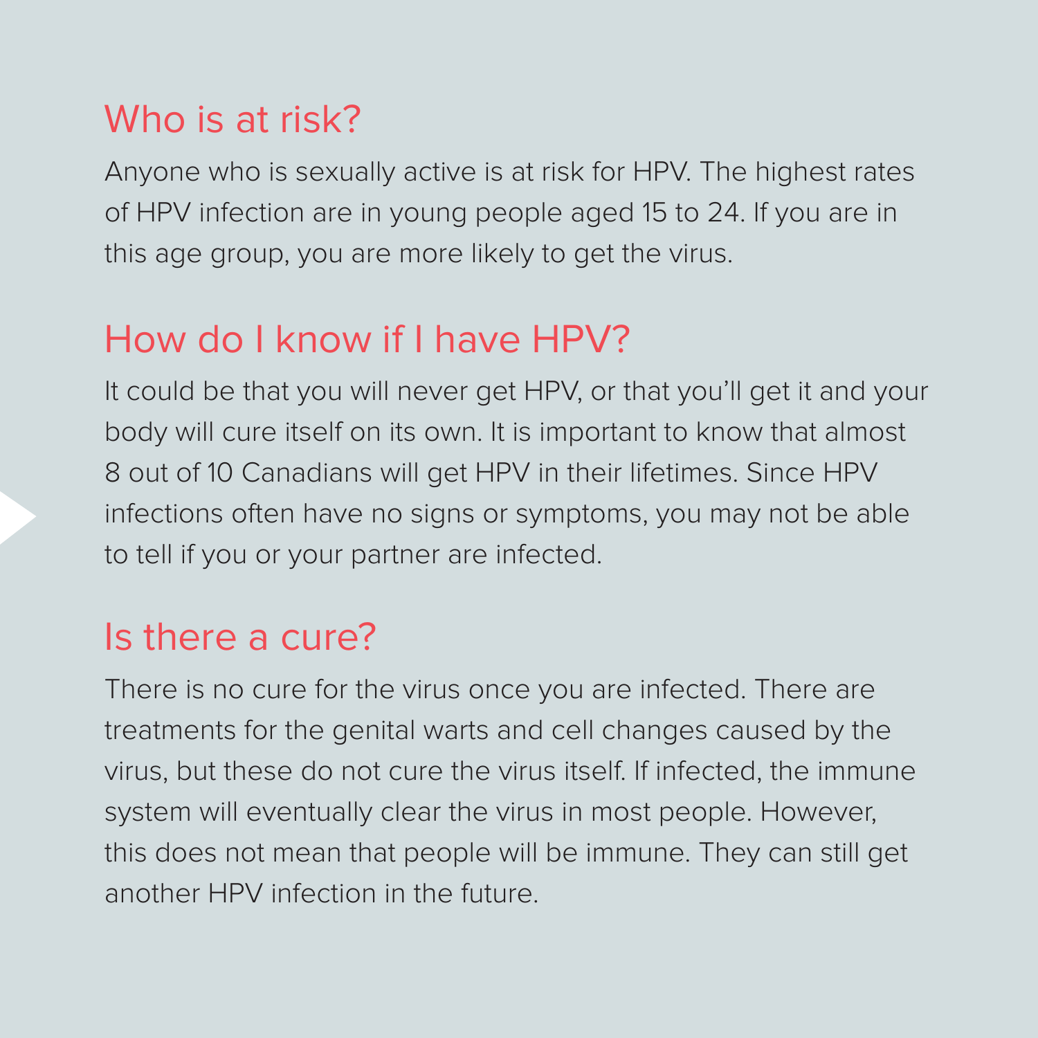## Who is at risk?

Anyone who is sexually active is at risk for HPV. The highest rates of HPV infection are in young people aged 15 to 24. If you are in this age group, you are more likely to get the virus.

## How do I know if I have HPV?

It could be that you will never get HPV, or that you'll get it and your body will cure itself on its own. It is important to know that almost 8 out of 10 Canadians will get HPV in their lifetimes. Since HPV infections often have no signs or symptoms, you may not be able to tell if you or your partner are infected.

## Is there a cure?

There is no cure for the virus once you are infected. There are treatments for the genital warts and cell changes caused by the virus, but these do not cure the virus itself. If infected, the immune system will eventually clear the virus in most people. However, this does not mean that people will be immune. They can still get another HPV infection in the future.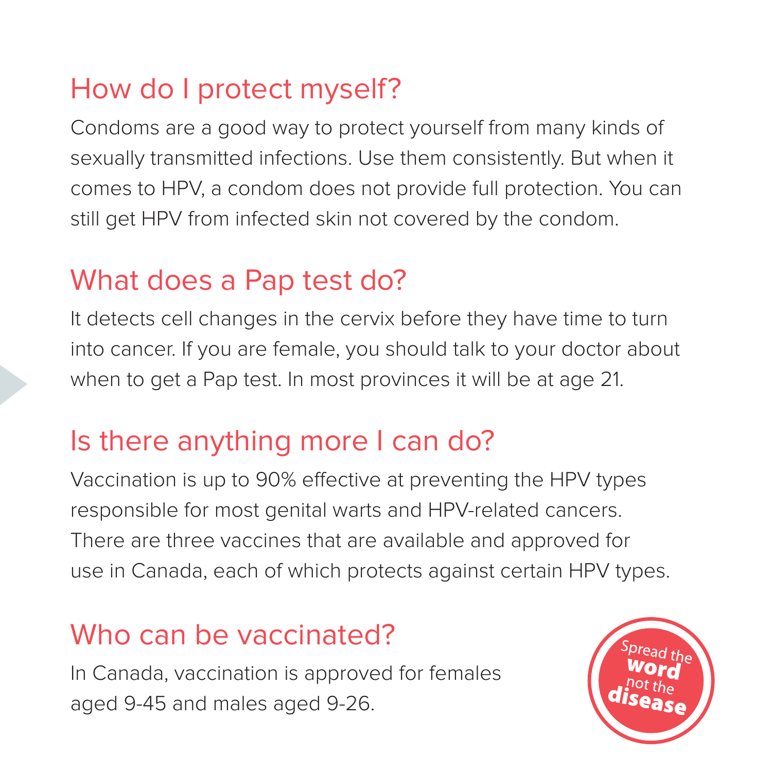## How do I protect myself?

Condoms are a good way to protect yourself from many kinds of sexually transmitted infections. Use them consistently. But when it comes to HPV, a condom does not provide full protection. You can still get HPV from infected skin not covered by the condom.

## What does a Pap test do?

It detects cell changes in the cervix before they have time to turn into cancer. If you are female, you should talk to your doctor about when to get a Pap test. In most provinces it will be at age 21.

## Is there anything more I can do?

Vaccination is up to 90% effective at preventing the HPV types responsible for most genital warts and HPV-related cancers. There are three vaccines that are available and approved for use in Canada, each of which protects against certain HPV types.

## Who can be vaccinated?

In Canada, vaccination is approved for females aged 9-45 and males aged 9-26.

Spread the **word** not the **disease**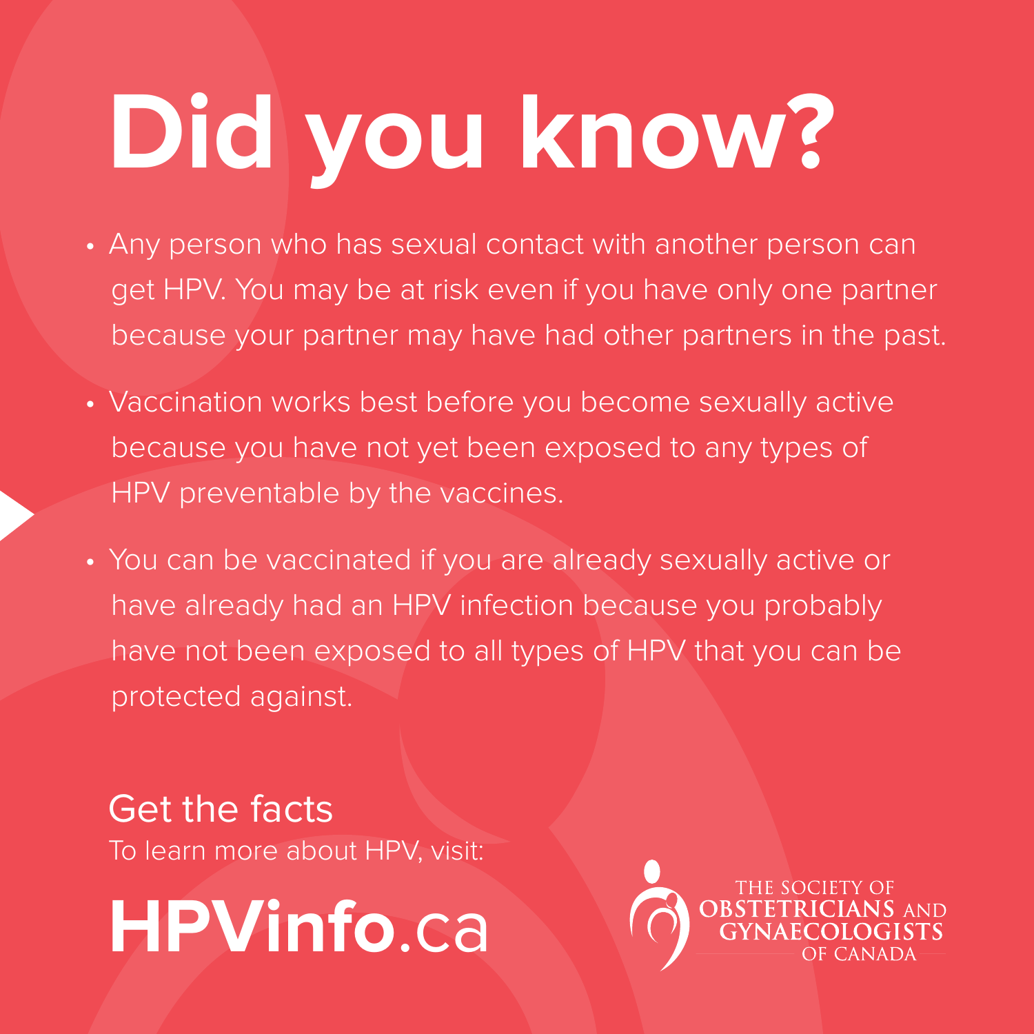# Did you know?

- Any person who has sexual contact with another person can get HPV. You may be at risk even if you have only one partner because your partner may have had other partners in the past.
- Vaccination works best before you become sexually active because you have not yet been exposed to any types of HPV preventable by the vaccines.
- You can be vaccinated if you are already sexually active or have already had an HPV infection because you probably have not been exposed to all types of HPV that you can be protected against.

## Get the facts

To learn more about HPV, visit:

**HPVinfo**.ca

THE SOCIETY OF OBSTETRICIANS AND GYNAECOLOGISTS OF CANADA